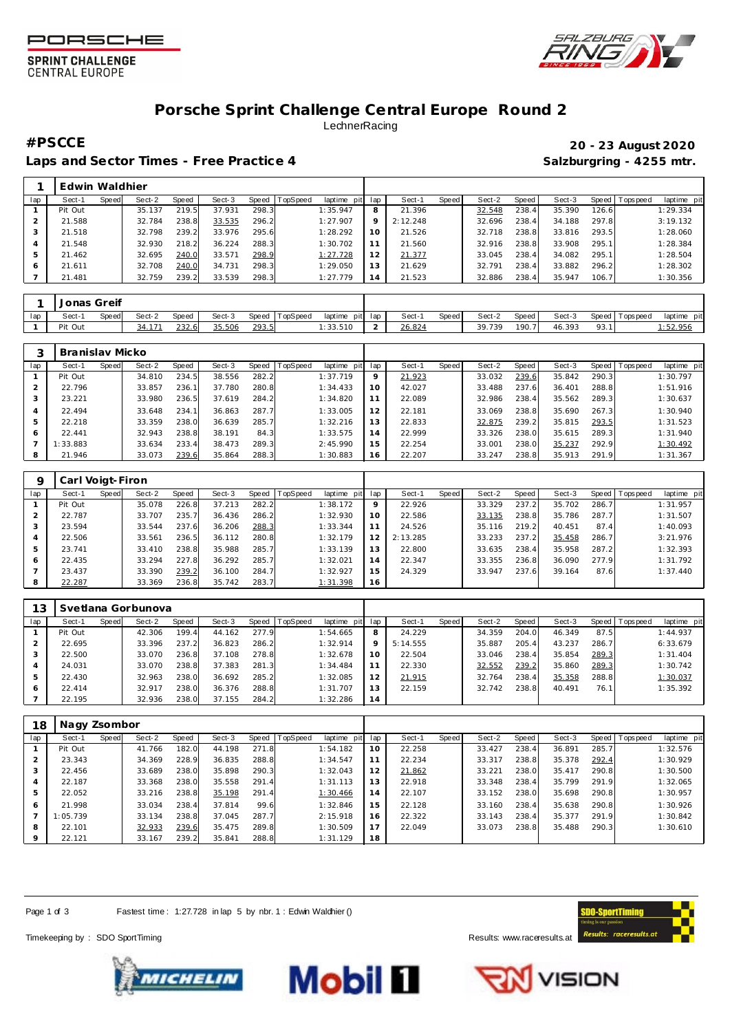PORSCHE SPRINT CHALLENGE CENTRAL EUROPE

# Porsche Sprint Challenge Central Europe Round 2

LechnerRacing

**#PSCCE** **20 - 23 August 2020**

**Laps and Sector Times - Free Practice 4** **Salzburgring - 4255 mtr.**

**1 Edwin Waldhier**

| lap | Sect-1 | Speed | Sect-2 | Speed | Sect-3 | Speed | TopSpeed | laptime pit | lap | Sect-1 | Speed | Sect-2 | Speed | Sect-3 | Speed | Topspeed | laptime pit |
|---|---|---|---|---|---|---|---|---|---|---|---|---|---|---|---|---|---|
| 1 | Pit Out | | 35.137 | 219.5 | 37.931 | 298.3 | | 1:35.947 | 8 | 21.396 | | 32.548 | 238.4 | 35.390 | 126.6 | | 1:29.334 |
| 2 | 21.588 | | 32.784 | 238.8 | 33.535 | 296.2 | | 1:27.907 | 9 | 2:12.248 | | 32.696 | 238.4 | 34.188 | 297.8 | | 3:19.132 |
| 3 | 21.518 | | 32.798 | 239.2 | 33.976 | 295.6 | | 1:28.292 | 10 | 21.526 | | 32.718 | 238.8 | 33.816 | 293.5 | | 1:28.060 |
| 4 | 21.548 | | 32.930 | 218.2 | 36.224 | 288.3 | | 1:30.702 | 11 | 21.560 | | 32.916 | 238.8 | 33.908 | 295.1 | | 1:28.384 |
| 5 | 21.462 | | 32.695 | 240.0 | 33.571 | 298.9 | | 1:27.728 | 12 | 21.377 | | 33.045 | 238.4 | 34.082 | 295.1 | | 1:28.504 |
| 6 | 21.611 | | 32.708 | 240.0 | 34.731 | 298.3 | | 1:29.050 | 13 | 21.629 | | 32.791 | 238.4 | 33.882 | 296.2 | | 1:28.302 |
| 7 | 21.481 | | 32.759 | 239.2 | 33.539 | 298.3 | | 1:27.779 | 14 | 21.523 | | 32.886 | 238.4 | 35.947 | 106.7 | | 1:30.356 |

**1 Jonas Greif**

| lap | Sect-1 | Speed | Sect-2 | Speed | Sect-3 | Speed | TopSpeed | laptime pit | lap | Sect-1 | Speed | Sect-2 | Speed | Sect-3 | Speed | Topspeed | laptime pit |
|---|---|---|---|---|---|---|---|---|---|---|---|---|---|---|---|---|---|
| 1 | Pit Out | | 34.171 | 232.6 | 35.506 | 293.5 | | 1:33.510 | 2 | 26.824 | | 39.739 | 190.7 | 46.393 | 93.1 | | 1:52.956 |

**3 Branislav Micko**

| lap | Sect-1 | Speed | Sect-2 | Speed | Sect-3 | Speed | TopSpeed | laptime pit | lap | Sect-1 | Speed | Sect-2 | Speed | Sect-3 | Speed | Topspeed | laptime pit |
|---|---|---|---|---|---|---|---|---|---|---|---|---|---|---|---|---|---|
| 1 | Pit Out | | 34.810 | 234.5 | 38.556 | 282.2 | | 1:37.719 | 9 | 21.923 | | 33.032 | 239.6 | 35.842 | 290.3 | | 1:30.797 |
| 2 | 22.796 | | 33.857 | 236.1 | 37.780 | 280.8 | | 1:34.433 | 10 | 42.027 | | 33.488 | 237.6 | 36.401 | 288.8 | | 1:51.916 |
| 3 | 23.221 | | 33.980 | 236.5 | 37.619 | 284.2 | | 1:34.820 | 11 | 22.089 | | 32.986 | 238.4 | 35.562 | 289.3 | | 1:30.637 |
| 4 | 22.494 | | 33.648 | 234.1 | 36.863 | 287.7 | | 1:33.005 | 12 | 22.181 | | 33.069 | 238.8 | 35.690 | 267.3 | | 1:30.940 |
| 5 | 22.218 | | 33.359 | 238.0 | 36.639 | 285.7 | | 1:32.216 | 13 | 22.833 | | 32.875 | 239.2 | 35.815 | 293.5 | | 1:31.523 |
| 6 | 22.441 | | 32.943 | 238.8 | 38.191 | 84.3 | | 1:33.575 | 14 | 22.999 | | 33.326 | 238.0 | 35.615 | 289.3 | | 1:31.940 |
| 7 | 1:33.883 | | 33.634 | 233.4 | 38.473 | 289.3 | | 2:45.990 | 15 | 22.254 | | 33.001 | 238.0 | 35.237 | 292.9 | | 1:30.492 |
| 8 | 21.946 | | 33.073 | 239.6 | 35.864 | 288.3 | | 1:30.883 | 16 | 22.207 | | 33.247 | 238.8 | 35.913 | 291.9 | | 1:31.367 |

**9 Carl Voigt-Firon**

| lap | Sect-1 | Speed | Sect-2 | Speed | Sect-3 | Speed | TopSpeed | laptime pit | lap | Sect-1 | Speed | Sect-2 | Speed | Sect-3 | Speed | Topspeed | laptime pit |
|---|---|---|---|---|---|---|---|---|---|---|---|---|---|---|---|---|---|
| 1 | Pit Out | | 35.078 | 226.8 | 37.213 | 282.2 | | 1:38.172 | 9 | 22.926 | | 33.329 | 237.2 | 35.702 | 286.7 | | 1:31.957 |
| 2 | 22.787 | | 33.707 | 235.7 | 36.436 | 286.2 | | 1:32.930 | 10 | 22.586 | | 33.135 | 238.8 | 35.786 | 287.7 | | 1:31.507 |
| 3 | 23.594 | | 33.544 | 237.6 | 36.206 | 288.3 | | 1:33.344 | 11 | 24.526 | | 35.116 | 219.2 | 40.451 | 87.4 | | 1:40.093 |
| 4 | 22.506 | | 33.561 | 236.5 | 36.112 | 280.8 | | 1:32.179 | 12 | 2:13.285 | | 33.233 | 237.2 | 35.458 | 286.7 | | 3:21.976 |
| 5 | 23.741 | | 33.410 | 238.8 | 35.988 | 285.7 | | 1:33.139 | 13 | 22.800 | | 33.635 | 238.4 | 35.958 | 287.2 | | 1:32.393 |
| 6 | 22.435 | | 33.294 | 227.8 | 36.292 | 285.7 | | 1:32.021 | 14 | 22.347 | | 33.355 | 236.8 | 36.090 | 277.9 | | 1:31.792 |
| 7 | 23.437 | | 33.390 | 239.2 | 36.100 | 284.7 | | 1:32.927 | 15 | 24.329 | | 33.947 | 237.6 | 39.164 | 87.6 | | 1:37.440 |
| 8 | 22.287 | | 33.369 | 236.8 | 35.742 | 283.7 | | 1:31.398 | 16 | | | | | | | | |

**13 Svetlana Gorbunova**

| lap | Sect-1 | Speed | Sect-2 | Speed | Sect-3 | Speed | TopSpeed | laptime pit | lap | Sect-1 | Speed | Sect-2 | Speed | Sect-3 | Speed | Topspeed | laptime pit |
|---|---|---|---|---|---|---|---|---|---|---|---|---|---|---|---|---|---|
| 1 | Pit Out | | 42.306 | 199.4 | 44.162 | 277.9 | | 1:54.665 | 8 | 24.229 | | 34.359 | 204.0 | 46.349 | 87.5 | | 1:44.937 |
| 2 | 22.695 | | 33.396 | 237.2 | 36.823 | 286.2 | | 1:32.914 | 9 | 5:14.555 | | 35.887 | 205.4 | 43.237 | 286.7 | | 6:33.679 |
| 3 | 22.500 | | 33.070 | 236.8 | 37.108 | 278.8 | | 1:32.678 | 10 | 22.504 | | 33.046 | 238.4 | 35.854 | 289.3 | | 1:31.404 |
| 4 | 24.031 | | 33.070 | 238.8 | 37.383 | 281.3 | | 1:34.484 | 11 | 22.330 | | 32.552 | 239.2 | 35.860 | 289.3 | | 1:30.742 |
| 5 | 22.430 | | 32.963 | 238.0 | 36.692 | 285.2 | | 1:32.085 | 12 | 21.915 | | 32.764 | 238.4 | 35.358 | 288.8 | | 1:30.037 |
| 6 | 22.414 | | 32.917 | 238.0 | 36.376 | 288.8 | | 1:31.707 | 13 | 22.159 | | 32.742 | 238.8 | 40.491 | 76.1 | | 1:35.392 |
| 7 | 22.195 | | 32.936 | 238.0 | 37.155 | 284.2 | | 1:32.286 | 14 | | | | | | | | |

**18 Nagy Zsombor**

| lap | Sect-1 | Speed | Sect-2 | Speed | Sect-3 | Speed | TopSpeed | laptime pit | lap | Sect-1 | Speed | Sect-2 | Speed | Sect-3 | Speed | Topspeed | laptime pit |
|---|---|---|---|---|---|---|---|---|---|---|---|---|---|---|---|---|---|
| 1 | Pit Out | | 41.766 | 182.0 | 44.198 | 271.8 | | 1:54.182 | 10 | 22.258 | | 33.427 | 238.4 | 36.891 | 285.7 | | 1:32.576 |
| 2 | 23.343 | | 34.369 | 228.9 | 36.835 | 288.8 | | 1:34.547 | 11 | 22.234 | | 33.317 | 238.8 | 35.378 | 292.4 | | 1:30.929 |
| 3 | 22.456 | | 33.689 | 238.0 | 35.898 | 290.3 | | 1:32.043 | 12 | 21.862 | | 33.221 | 238.0 | 35.417 | 290.8 | | 1:30.500 |
| 4 | 22.187 | | 33.368 | 238.0 | 35.558 | 291.4 | | 1:31.113 | 13 | 22.918 | | 33.348 | 238.4 | 35.799 | 291.9 | | 1:32.065 |
| 5 | 22.052 | | 33.216 | 238.8 | 35.198 | 291.4 | | 1:30.466 | 14 | 22.107 | | 33.152 | 238.0 | 35.698 | 290.8 | | 1:30.957 |
| 6 | 21.998 | | 33.034 | 238.4 | 37.814 | 99.6 | | 1:32.846 | 15 | 22.128 | | 33.160 | 238.4 | 35.638 | 290.8 | | 1:30.926 |
| 7 | 1:05.739 | | 33.134 | 238.8 | 37.045 | 287.7 | | 2:15.918 | 16 | 22.322 | | 33.143 | 238.4 | 35.377 | 291.9 | | 1:30.842 |
| 8 | 22.101 | | 32.933 | 239.6 | 35.475 | 289.8 | | 1:30.509 | 17 | 22.049 | | 33.073 | 238.8 | 35.488 | 290.3 | | 1:30.610 |
| 9 | 22.121 | | 33.167 | 239.2 | 35.841 | 288.8 | | 1:31.129 | 18 | | | | | | | | |

Fastest time : 1:27.728 in lap 5 by nbr. 1 : Edwin Waldhier ()

Timekeeping by : SDO SportTiming

Results: www.raceresults.at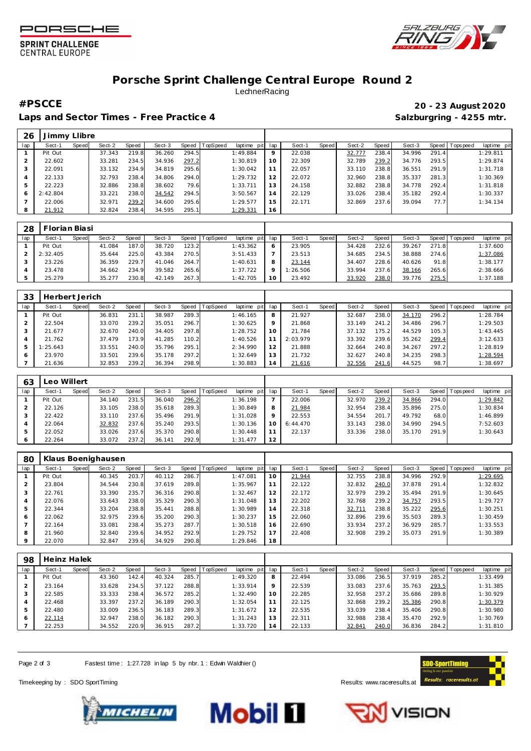# Porsche Sprint Challenge Central Europe Round 2

LechnerRacing

**#PSCCE** **20 - 23 August 2020**

**Laps and Sector Times - Free Practice 4** **Salzburgring - 4255 mtr.**

**26 Jimmy Llibre**

| lap | Sect-1 | Speed | Sect-2 | Speed | Sect-3 | Speed | TopSpeed | laptime pit | lap | Sect-1 | Speed | Sect-2 | Speed | Sect-3 | Speed | Topspeed | laptime pit |
|---|---|---|---|---|---|---|---|---|---|---|---|---|---|---|---|---|---|
| 1 | Pit Out | | 37.343 | 219.8 | 36.260 | 294.5 | | 1:49.884 | 9 | 22.038 | | 32.777 | 238.4 | 34.996 | 291.4 | | 1:29.811 |
| 2 | 22.602 | | 33.281 | 234.5 | 34.936 | 297.2 | | 1:30.819 | 10 | 22.309 | | 32.789 | 239.2 | 34.776 | 293.5 | | 1:29.874 |
| 3 | 22.091 | | 33.132 | 234.9 | 34.819 | 295.6 | | 1:30.042 | 11 | 22.057 | | 33.110 | 238.8 | 36.551 | 291.9 | | 1:31.718 |
| 4 | 22.133 | | 32.793 | 238.4 | 34.806 | 294.0 | | 1:29.732 | 12 | 22.072 | | 32.960 | 238.8 | 35.337 | 281.3 | | 1:30.369 |
| 5 | 22.223 | | 32.886 | 238.8 | 38.602 | 79.6 | | 1:33.711 | 13 | 24.158 | | 32.882 | 238.8 | 34.778 | 292.4 | | 1:31.818 |
| 6 | 2:42.804 | | 33.221 | 238.0 | 34.542 | 294.5 | | 3:50.567 | 14 | 22.129 | | 33.026 | 238.4 | 35.182 | 292.4 | | 1:30.337 |
| 7 | 22.006 | | 32.971 | 239.2 | 34.600 | 295.6 | | 1:29.577 | 15 | 22.171 | | 32.869 | 237.6 | 39.094 | 77.7 | | 1:34.134 |
| 8 | 21.912 | | 32.824 | 238.4 | 34.595 | 295.1 | | 1:29.331 | 16 | | | | | | | | |

**28 Florian Biasi**

| lap | Sect-1 | Speed | Sect-2 | Speed | Sect-3 | Speed | TopSpeed | laptime pit | lap | Sect-1 | Speed | Sect-2 | Speed | Sect-3 | Speed | Topspeed | laptime pit |
|---|---|---|---|---|---|---|---|---|---|---|---|---|---|---|---|---|---|
| 1 | Pit Out | | 41.084 | 187.0 | 38.720 | 123.2 | | 1:43.362 | 6 | 23.905 | | 34.428 | 232.6 | 39.267 | 271.8 | | 1:37.600 |
| 2 | 2:32.405 | | 35.644 | 225.0 | 43.384 | 270.5 | | 3:51.433 | 7 | 23.513 | | 34.685 | 234.5 | 38.888 | 274.6 | | 1:37.086 |
| 3 | 23.226 | | 36.359 | 229.7 | 41.046 | 264.7 | | 1:40.631 | 8 | 23.144 | | 34.407 | 228.6 | 40.626 | 91.8 | | 1:38.177 |
| 4 | 23.478 | | 34.662 | 234.9 | 39.582 | 265.6 | | 1:37.722 | 9 | 1:26.506 | | 33.994 | 237.6 | 38.166 | 265.6 | | 2:38.666 |
| 5 | 25.279 | | 35.277 | 230.8 | 42.149 | 267.3 | | 1:42.705 | 10 | 23.492 | | 33.920 | 238.0 | 39.776 | 275.5 | | 1:37.188 |

**33 Herbert Jerich**

| lap | Sect-1 | Speed | Sect-2 | Speed | Sect-3 | Speed | TopSpeed | laptime pit | lap | Sect-1 | Speed | Sect-2 | Speed | Sect-3 | Speed | Topspeed | laptime pit |
|---|---|---|---|---|---|---|---|---|---|---|---|---|---|---|---|---|---|
| 1 | Pit Out | | 36.831 | 231.1 | 38.987 | 289.3 | | 1:46.165 | 8 | 21.927 | | 32.687 | 238.0 | 34.170 | 296.2 | | 1:28.784 |
| 2 | 22.504 | | 33.070 | 239.2 | 35.051 | 296.7 | | 1:30.625 | 9 | 21.868 | | 33.149 | 241.2 | 34.486 | 296.7 | | 1:29.503 |
| 3 | 21.677 | | 32.670 | 240.0 | 34.405 | 297.8 | | 1:28.752 | 10 | 21.784 | | 37.132 | 175.2 | 44.529 | 105.3 | | 1:43.445 |
| 4 | 21.762 | | 37.479 | 173.9 | 41.285 | 110.2 | | 1:40.526 | 11 | 2:03.979 | | 33.392 | 239.6 | 35.262 | 299.4 | | 3:12.633 |
| 5 | 1:25.643 | | 33.551 | 240.0 | 35.796 | 295.1 | | 2:34.990 | 12 | 21.888 | | 32.664 | 240.8 | 34.267 | 297.2 | | 1:28.819 |
| 6 | 23.970 | | 33.501 | 239.6 | 35.178 | 297.2 | | 1:32.649 | 13 | 21.732 | | 32.627 | 240.8 | 34.235 | 298.3 | | 1:28.594 |
| 7 | 21.636 | | 32.853 | 239.2 | 36.394 | 298.9 | | 1:30.883 | 14 | 21.616 | | 32.556 | 241.6 | 44.525 | 98.7 | | 1:38.697 |

**63 Leo Willert**

| lap | Sect-1 | Speed | Sect-2 | Speed | Sect-3 | Speed | TopSpeed | laptime pit | lap | Sect-1 | Speed | Sect-2 | Speed | Sect-3 | Speed | Topspeed | laptime pit |
|---|---|---|---|---|---|---|---|---|---|---|---|---|---|---|---|---|---|
| 1 | Pit Out | | 34.140 | 231.5 | 36.040 | 296.2 | | 1:36.198 | 7 | 22.006 | | 32.970 | 239.2 | 34.866 | 294.0 | | 1:29.842 |
| 2 | 22.126 | | 33.105 | 238.0 | 35.618 | 289.3 | | 1:30.849 | 8 | 21.984 | | 32.954 | 238.4 | 35.896 | 275.0 | | 1:30.834 |
| 3 | 22.422 | | 33.110 | 237.6 | 35.496 | 291.9 | | 1:31.028 | 9 | 22.553 | | 34.554 | 201.7 | 49.792 | 68.0 | | 1:46.899 |
| 4 | 22.064 | | 32.832 | 237.6 | 35.240 | 293.5 | | 1:30.136 | 10 | 6:44.470 | | 33.143 | 238.0 | 34.990 | 294.5 | | 7:52.603 |
| 5 | 22.052 | | 33.026 | 237.6 | 35.370 | 290.8 | | 1:30.448 | 11 | 22.137 | | 33.336 | 238.0 | 35.170 | 291.9 | | 1:30.643 |
| 6 | 22.264 | | 33.072 | 237.2 | 36.141 | 292.9 | | 1:31.477 | 12 | | | | | | | | |

**80 Klaus Boenighausen**

| lap | Sect-1 | Speed | Sect-2 | Speed | Sect-3 | Speed | TopSpeed | laptime pit | lap | Sect-1 | Speed | Sect-2 | Speed | Sect-3 | Speed | Topspeed | laptime pit |
|---|---|---|---|---|---|---|---|---|---|---|---|---|---|---|---|---|---|
| 1 | Pit Out | | 40.345 | 203.7 | 40.112 | 286.7 | | 1:47.081 | 10 | 21.944 | | 32.755 | 238.8 | 34.996 | 292.9 | | 1:29.695 |
| 2 | 23.804 | | 34.544 | 230.8 | 37.619 | 289.8 | | 1:35.967 | 11 | 22.122 | | 32.832 | 240.0 | 37.878 | 291.4 | | 1:32.832 |
| 3 | 22.761 | | 33.390 | 235.7 | 36.316 | 290.8 | | 1:32.467 | 12 | 22.172 | | 32.979 | 239.2 | 35.494 | 291.9 | | 1:30.645 |
| 4 | 22.076 | | 33.643 | 238.0 | 35.329 | 290.3 | | 1:31.048 | 13 | 22.202 | | 32.768 | 239.2 | 34.757 | 293.5 | | 1:29.727 |
| 5 | 22.344 | | 33.204 | 238.8 | 35.441 | 288.8 | | 1:30.989 | 14 | 22.318 | | 32.711 | 238.8 | 35.222 | 295.6 | | 1:30.251 |
| 6 | 22.062 | | 32.975 | 239.6 | 35.200 | 290.3 | | 1:30.237 | 15 | 22.060 | | 32.896 | 239.6 | 35.503 | 289.3 | | 1:30.459 |
| 7 | 22.164 | | 33.081 | 238.4 | 35.273 | 287.7 | | 1:30.518 | 16 | 22.690 | | 33.934 | 237.2 | 36.929 | 285.7 | | 1:33.553 |
| 8 | 21.960 | | 32.840 | 239.6 | 34.952 | 292.9 | | 1:29.752 | 17 | 22.408 | | 32.908 | 239.2 | 35.073 | 291.9 | | 1:30.389 |
| 9 | 22.070 | | 32.847 | 239.6 | 34.929 | 290.8 | | 1:29.846 | 18 | | | | | | | | |

**98 Heinz Halek**

| lap | Sect-1 | Speed | Sect-2 | Speed | Sect-3 | Speed | TopSpeed | laptime pit | lap | Sect-1 | Speed | Sect-2 | Speed | Sect-3 | Speed | Topspeed | laptime pit |
|---|---|---|---|---|---|---|---|---|---|---|---|---|---|---|---|---|---|
| 1 | Pit Out | | 43.360 | 142.4 | 40.324 | 285.7 | | 1:49.320 | 8 | 22.494 | | 33.086 | 236.5 | 37.919 | 285.2 | | 1:33.499 |
| 2 | 23.164 | | 33.628 | 234.5 | 37.122 | 288.8 | | 1:33.914 | 9 | 22.539 | | 33.083 | 237.6 | 35.763 | 293.5 | | 1:31.385 |
| 3 | 22.585 | | 33.333 | 238.4 | 36.572 | 285.2 | | 1:32.490 | 10 | 22.285 | | 32.958 | 237.2 | 35.686 | 289.8 | | 1:30.929 |
| 4 | 22.468 | | 33.397 | 237.2 | 36.189 | 290.3 | | 1:32.054 | 11 | 22.125 | | 32.868 | 239.2 | 35.386 | 290.8 | | 1:30.379 |
| 5 | 22.480 | | 33.009 | 236.5 | 36.183 | 289.3 | | 1:31.672 | 12 | 22.535 | | 33.039 | 238.4 | 35.406 | 290.8 | | 1:30.980 |
| 6 | 22.114 | | 32.947 | 238.0 | 36.182 | 290.3 | | 1:31.243 | 13 | 22.311 | | 32.988 | 238.4 | 35.470 | 292.9 | | 1:30.769 |
| 7 | 22.253 | | 34.552 | 220.9 | 36.915 | 287.2 | | 1:33.720 | 14 | 22.133 | | 32.841 | 240.0 | 36.836 | 284.2 | | 1:31.810 |

Fastest time : 1:27.728 in lap 5 by nbr. 1 : Edwin Waldhier ()

Timekeeping by : SDO SportTiming

Results: www.raceresults.at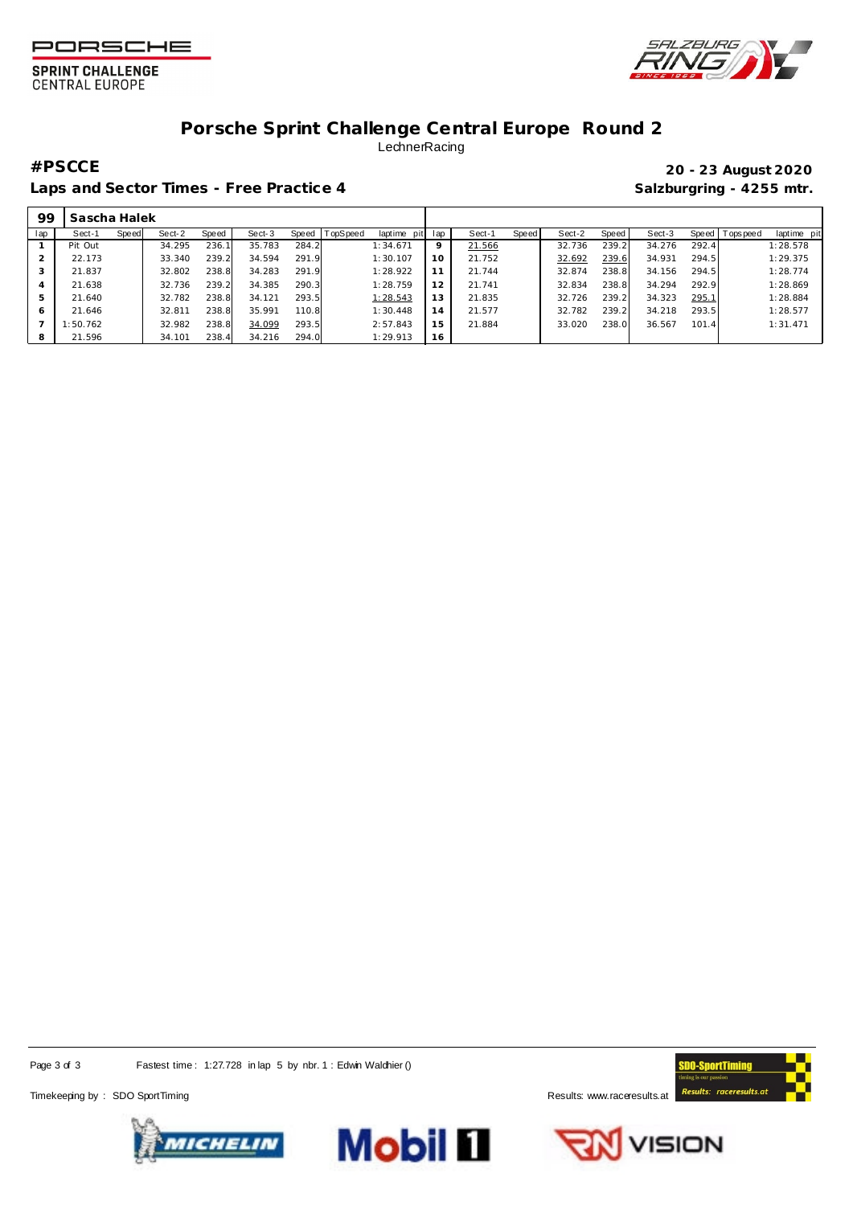PORSCHE
SPRINT CHALLENGE
CENTRAL EUROPE

# Porsche Sprint Challenge Central Europe Round 2

LechnerRacing

**#PSCCE** **20 - 23 August 2020**

**Laps and Sector Times - Free Practice 4** **Salzburgring - 4255 mtr.**

**99 Sascha Halek**

| lap | Sect-1 | Speed | Sect-2 | Speed | Sect-3 | Speed | TopSpeed | laptime pit | lap | Sect-1 | Speed | Sect-2 | Speed | Sect-3 | Speed | Topspeed | laptime pit |
|---|---|---|---|---|---|---|---|---|---|---|---|---|---|---|---|---|---|
| 1 | Pit Out | | 34.295 | 236.1 | 35.783 | 284.2 | | 1:34.671 | 9 | 21.566 | | 32.736 | 239.2 | 34.276 | 292.4 | | 1:28.578 |
| 2 | 22.173 | | 33.340 | 239.2 | 34.594 | 291.9 | | 1:30.107 | 10 | 21.752 | | 32.692 | 239.6 | 34.931 | 294.5 | | 1:29.375 |
| 3 | 21.837 | | 32.802 | 238.8 | 34.283 | 291.9 | | 1:28.922 | 11 | 21.744 | | 32.874 | 238.8 | 34.156 | 294.5 | | 1:28.774 |
| 4 | 21.638 | | 32.736 | 239.2 | 34.385 | 290.3 | | 1:28.759 | 12 | 21.741 | | 32.834 | 238.8 | 34.294 | 292.9 | | 1:28.869 |
| 5 | 21.640 | | 32.782 | 238.8 | 34.121 | 293.5 | | 1:28.543 | 13 | 21.835 | | 32.726 | 239.2 | 34.323 | 295.1 | | 1:28.884 |
| 6 | 21.646 | | 32.811 | 238.8 | 35.991 | 110.8 | | 1:30.448 | 14 | 21.577 | | 32.782 | 239.2 | 34.218 | 293.5 | | 1:28.577 |
| 7 | 1:50.762 | | 32.982 | 238.8 | 34.099 | 293.5 | | 2:57.843 | 15 | 21.884 | | 33.020 | 238.0 | 36.567 | 101.4 | | 1:31.471 |
| 8 | 21.596 | | 34.101 | 238.4 | 34.216 | 294.0 | | 1:29.913 | 16 | | | | | | | | |

Fastest time : 1:27.728 in lap 5 by nbr. 1 : Edwin Waldhier ()

Timekeeping by : SDO SportTiming

Results: www.raceresults.at